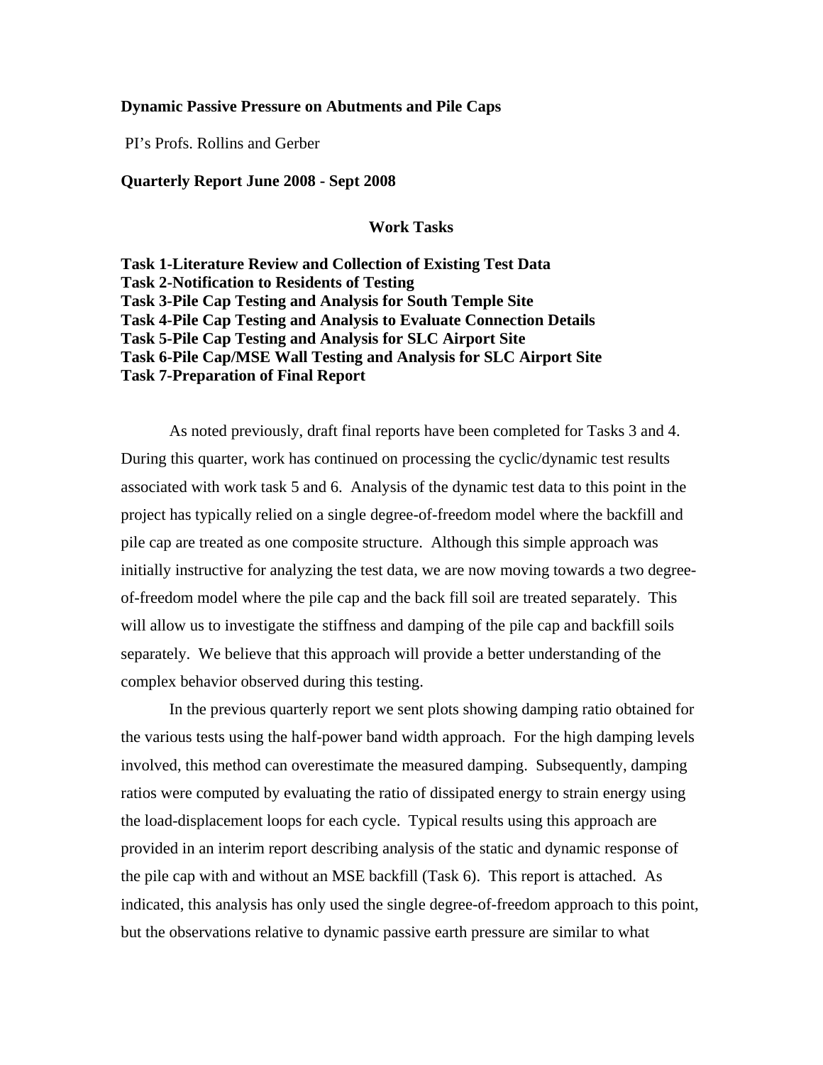**Dynamic Passive Pressure on Abutments and Pile Caps**

PI's Profs. Rollins and Gerber

**Quarterly Report June 2008 - Sept 2008**

**Work Tasks**

**Task 1-Literature Review and Collection of Existing Test Data**
**Task 2-Notification to Residents of Testing**
**Task 3-Pile Cap Testing and Analysis for South Temple Site**
**Task 4-Pile Cap Testing and Analysis to Evaluate Connection Details**
**Task 5-Pile Cap Testing and Analysis for SLC Airport Site**
**Task 6-Pile Cap/MSE Wall Testing and Analysis for SLC Airport Site**
**Task 7-Preparation of Final Report**

As noted previously, draft final reports have been completed for Tasks 3 and 4. During this quarter, work has continued on processing the cyclic/dynamic test results associated with work task 5 and 6. Analysis of the dynamic test data to this point in the project has typically relied on a single degree-of-freedom model where the backfill and pile cap are treated as one composite structure. Although this simple approach was initially instructive for analyzing the test data, we are now moving towards a two degree-of-freedom model where the pile cap and the back fill soil are treated separately. This will allow us to investigate the stiffness and damping of the pile cap and backfill soils separately. We believe that this approach will provide a better understanding of the complex behavior observed during this testing.

In the previous quarterly report we sent plots showing damping ratio obtained for the various tests using the half-power band width approach. For the high damping levels involved, this method can overestimate the measured damping. Subsequently, damping ratios were computed by evaluating the ratio of dissipated energy to strain energy using the load-displacement loops for each cycle. Typical results using this approach are provided in an interim report describing analysis of the static and dynamic response of the pile cap with and without an MSE backfill (Task 6). This report is attached. As indicated, this analysis has only used the single degree-of-freedom approach to this point, but the observations relative to dynamic passive earth pressure are similar to what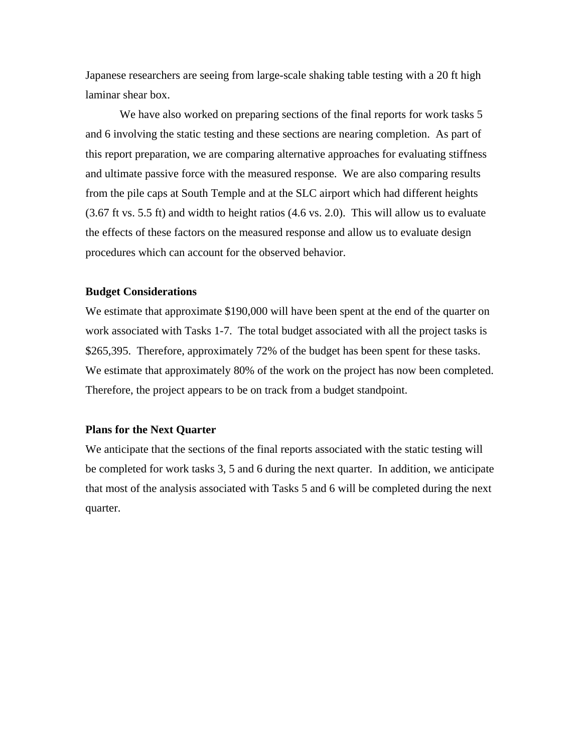Japanese researchers are seeing from large-scale shaking table testing with a 20 ft high laminar shear box.

We have also worked on preparing sections of the final reports for work tasks 5 and 6 involving the static testing and these sections are nearing completion. As part of this report preparation, we are comparing alternative approaches for evaluating stiffness and ultimate passive force with the measured response. We are also comparing results from the pile caps at South Temple and at the SLC airport which had different heights (3.67 ft vs. 5.5 ft) and width to height ratios (4.6 vs. 2.0). This will allow us to evaluate the effects of these factors on the measured response and allow us to evaluate design procedures which can account for the observed behavior.

**Budget Considerations**

We estimate that approximate $190,000 will have been spent at the end of the quarter on work associated with Tasks 1-7. The total budget associated with all the project tasks is $265,395. Therefore, approximately 72% of the budget has been spent for these tasks. We estimate that approximately 80% of the work on the project has now been completed. Therefore, the project appears to be on track from a budget standpoint.

**Plans for the Next Quarter**

We anticipate that the sections of the final reports associated with the static testing will be completed for work tasks 3, 5 and 6 during the next quarter. In addition, we anticipate that most of the analysis associated with Tasks 5 and 6 will be completed during the next quarter.